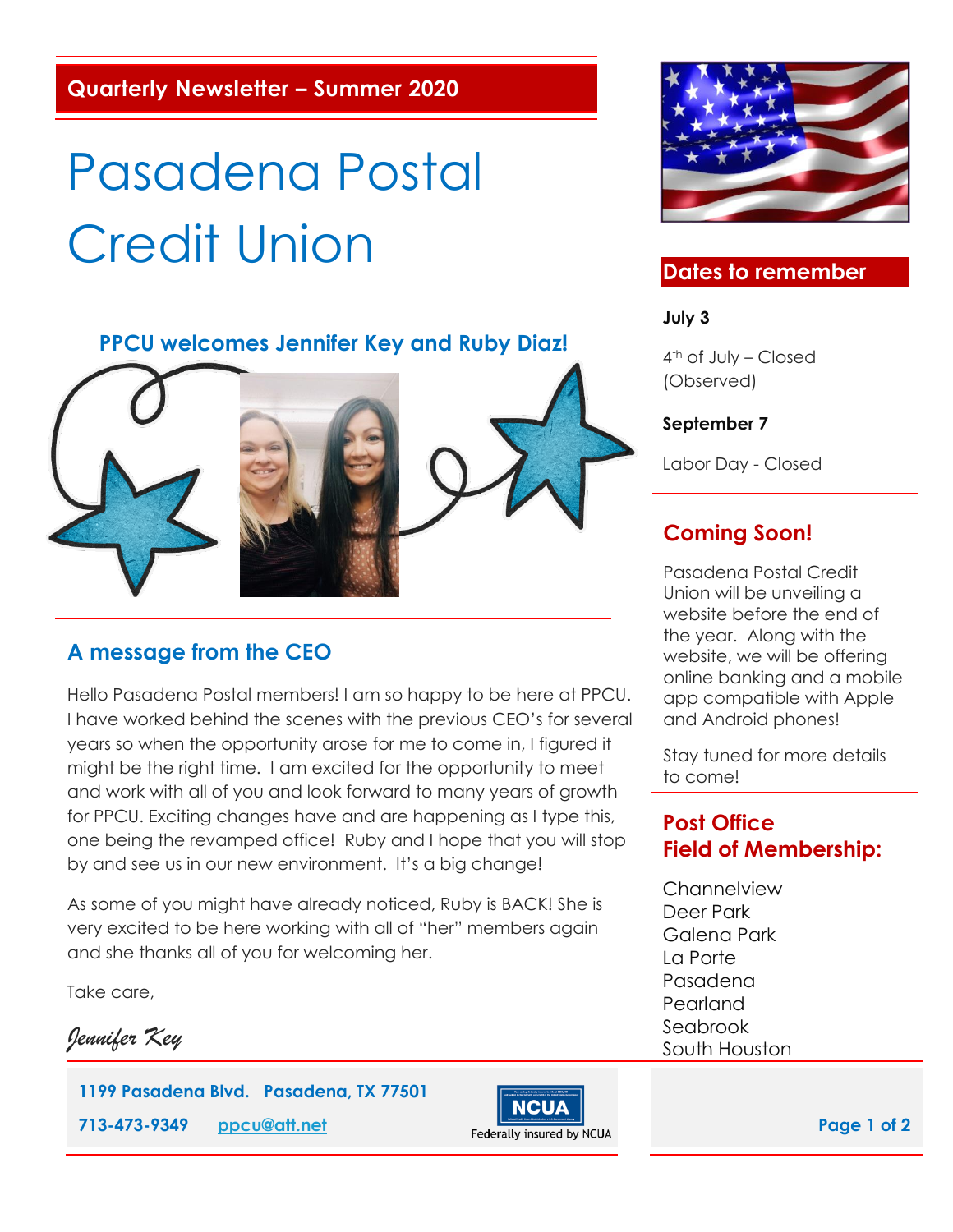**Quarterly Newsletter – Summer 2020**

# Pasadena Postal Credit Union

## PPCU welcomes Jennifer Key and Ruby Diaz!

## A message from the CEO

Hello Pasadena Postal members! I am so happy to be here at PPCU. I have worked behind the scenes with the previous CEO's for several years so when the opportunity arose for me to come in, I figured it might be the right time. I am excited for the opportunity to meet and work with all of you and look forward to many years of growth for PPCU. Exciting changes have and are happening as I type this, one being the revamped office! Ruby and I hope that you will stop by and see us in our new environment. It's a big change!

As some of you might have already noticed, Ruby is BACK! She is very excited to be here working with all of "her" members again and she thanks all of you for welcoming her.

Take care,

*Jennifer Key*

**1199 Pasadena Blvd. Pasadena, TX 77501**

**713-473-9349** ppcu@att.net

NCUA – Federally insured by NCUA

## Dates to remember

**July 3**

4th of July – Closed (Observed)

**September 7**

Labor Day - Closed

## Coming Soon!

Pasadena Postal Credit Union will be unveiling a website before the end of the year. Along with the website, we will be offering online banking and a mobile app compatible with Apple and Android phones!

Stay tuned for more details to come!

## Post Office Field of Membership:

Channelview
Deer Park
Galena Park
La Porte
Pasadena
Pearland
Seabrook
South Houston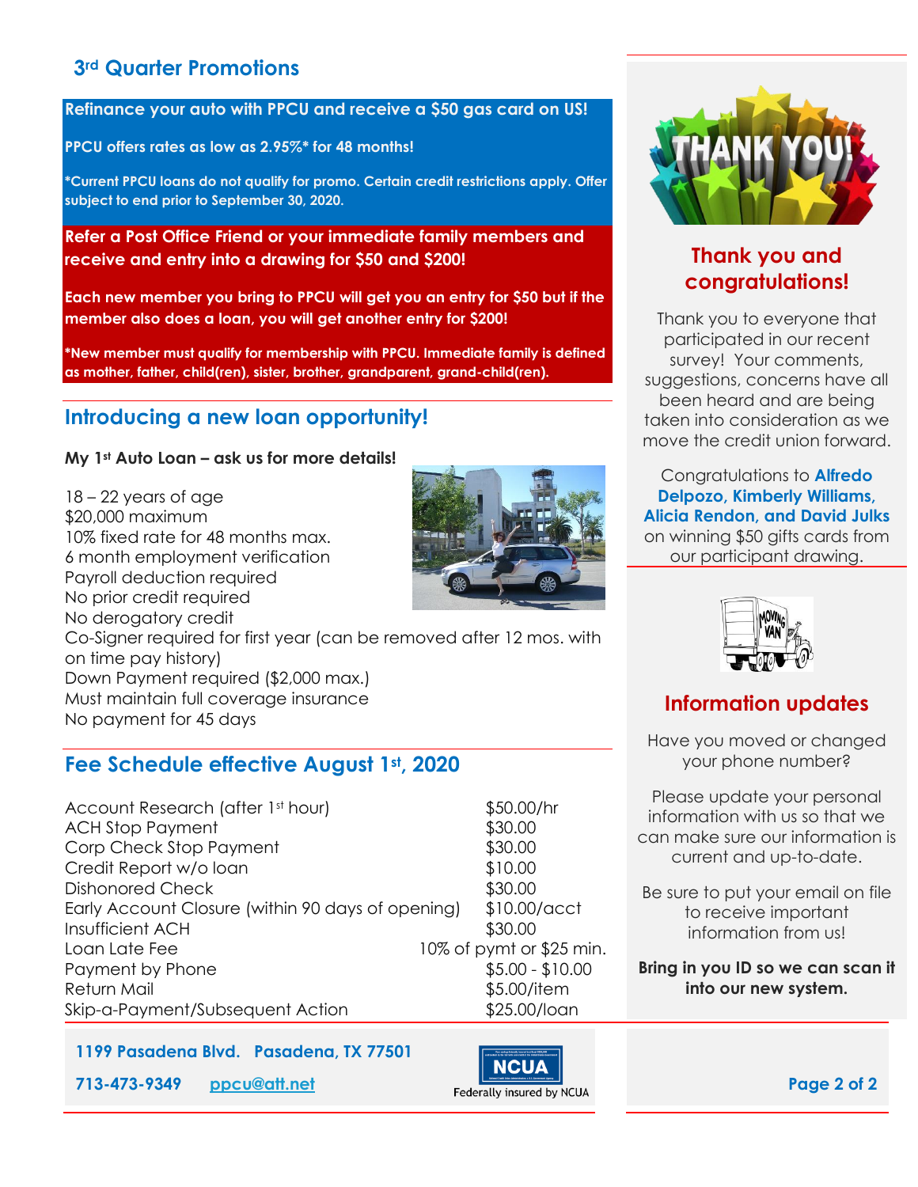## 3rd Quarter Promotions

**Refinance your auto with PPCU and receive a $50 gas card on US!**

**PPCU offers rates as low as 2.95%* for 48 months!**

***Current PPCU loans do not qualify for promo. Certain credit restrictions apply. Offer subject to end prior to September 30, 2020.**

**Refer a Post Office Friend or your immediate family members and receive and entry into a drawing for $50 and $200!**

**Each new member you bring to PPCU will get you an entry for $50 but if the member also does a loan, you will get another entry for $200!**

***New member must qualify for membership with PPCU. Immediate family is defined as mother, father, child(ren), sister, brother, grandparent, grand-child(ren).**

## Introducing a new loan opportunity!

**My 1st Auto Loan – ask us for more details!**

18 – 22 years of age
$20,000 maximum
10% fixed rate for 48 months max.
6 month employment verification
Payroll deduction required
No prior credit required
No derogatory credit
Co-Signer required for first year (can be removed after 12 mos. with on time pay history)
Down Payment required ($2,000 max.)
Must maintain full coverage insurance
No payment for 45 days

## Fee Schedule effective August 1st, 2020

| | |
|---|---|
| Account Research (after 1st hour) | $50.00/hr |
| ACH Stop Payment | $30.00 |
| Corp Check Stop Payment | $30.00 |
| Credit Report w/o loan | $10.00 |
| Dishonored Check | $30.00 |
| Early Account Closure (within 90 days of opening) | $10.00/acct |
| Insufficient ACH | $30.00 |
| Loan Late Fee | 10% of pymt or $25 min. |
| Payment by Phone | $5.00 - $10.00 |
| Return Mail | $5.00/item |
| Skip-a-Payment/Subsequent Action | $25.00/loan |

**1199 Pasadena Blvd. Pasadena, TX 77501**

**713-473-9349** [ppcu@att.net](mailto:ppcu@att.net)

Federally insured by NCUA

## Thank you and congratulations!

Thank you to everyone that participated in our recent survey! Your comments, suggestions, concerns have all been heard and are being taken into consideration as we move the credit union forward.

Congratulations to **Alfredo Delpozo, Kimberly Williams, Alicia Rendon, and David Julks** on winning $50 gifts cards from our participant drawing.

## Information updates

Have you moved or changed your phone number?

Please update your personal information with us so that we can make sure our information is current and up-to-date.

Be sure to put your email on file to receive important information from us!

**Bring in you ID so we can scan it into our new system.**